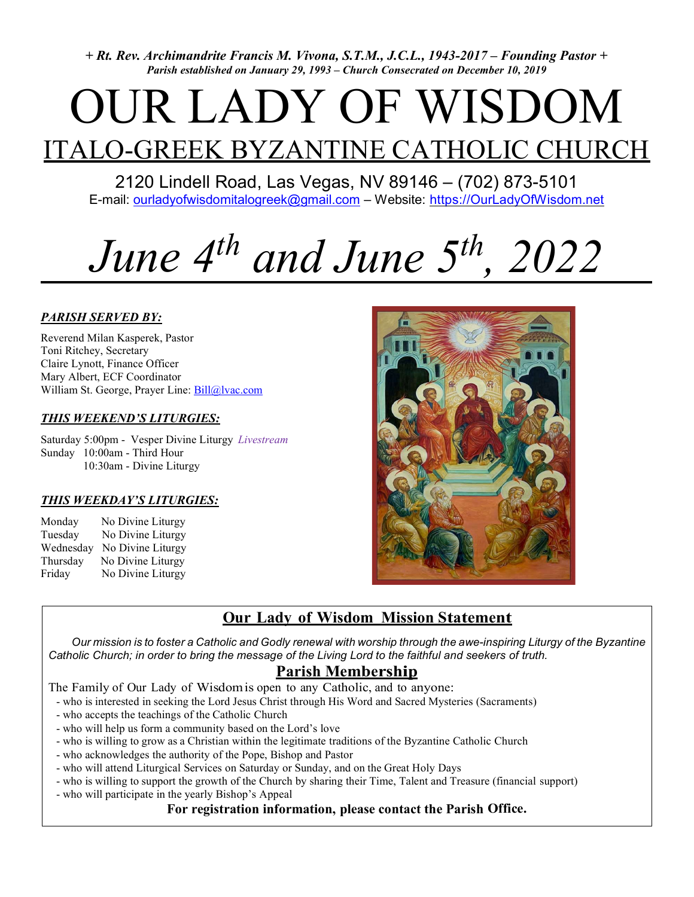*+ Rt. Rev. Archimandrite Francis M. Vivona, S.T.M., J.C.L., 1943-2017 – Founding Pastor +*
*Parish established on January 29, 1993 – Church Consecrated on December 10, 2019*

# OUR LADY OF WISDOM

## ITALO-GREEK BYZANTINE CATHOLIC CHURCH

2120 Lindell Road, Las Vegas, NV 89146 – (702) 873-5101
E-mail: ourladyofwisdomitalogreek@gmail.com – Website: https://OurLadyOfWisdom.net

# *June 4th and June 5th, 2022*

### *PARISH SERVED BY:*

Reverend Milan Kasperek, Pastor
Toni Ritchey, Secretary
Claire Lynott, Finance Officer
Mary Albert, ECF Coordinator
William St. George, Prayer Line: Bill@lvac.com

### *THIS WEEKEND'S LITURGIES:*

Saturday 5:00pm - Vesper Divine Liturgy *Livestream*
Sunday 10:00am - Third Hour
10:30am - Divine Liturgy

### *THIS WEEKDAY'S LITURGIES:*

| | |
|---|---|
| Monday | No Divine Liturgy |
| Tuesday | No Divine Liturgy |
| Wednesday | No Divine Liturgy |
| Thursday | No Divine Liturgy |
| Friday | No Divine Liturgy |

## Our Lady of Wisdom Mission Statement

*Our mission is to foster a Catholic and Godly renewal with worship through the awe-inspiring Liturgy of the Byzantine Catholic Church; in order to bring the message of the Living Lord to the faithful and seekers of truth.*

## Parish Membership

The Family of Our Lady of Wisdom is open to any Catholic, and to anyone:

- who is interested in seeking the Lord Jesus Christ through His Word and Sacred Mysteries (Sacraments)
- who accepts the teachings of the Catholic Church
- who will help us form a community based on the Lord's love
- who is willing to grow as a Christian within the legitimate traditions of the Byzantine Catholic Church
- who acknowledges the authority of the Pope, Bishop and Pastor
- who will attend Liturgical Services on Saturday or Sunday, and on the Great Holy Days
- who is willing to support the growth of the Church by sharing their Time, Talent and Treasure (financial support)
- who will participate in the yearly Bishop's Appeal

**For registration information, please contact the Parish Office.**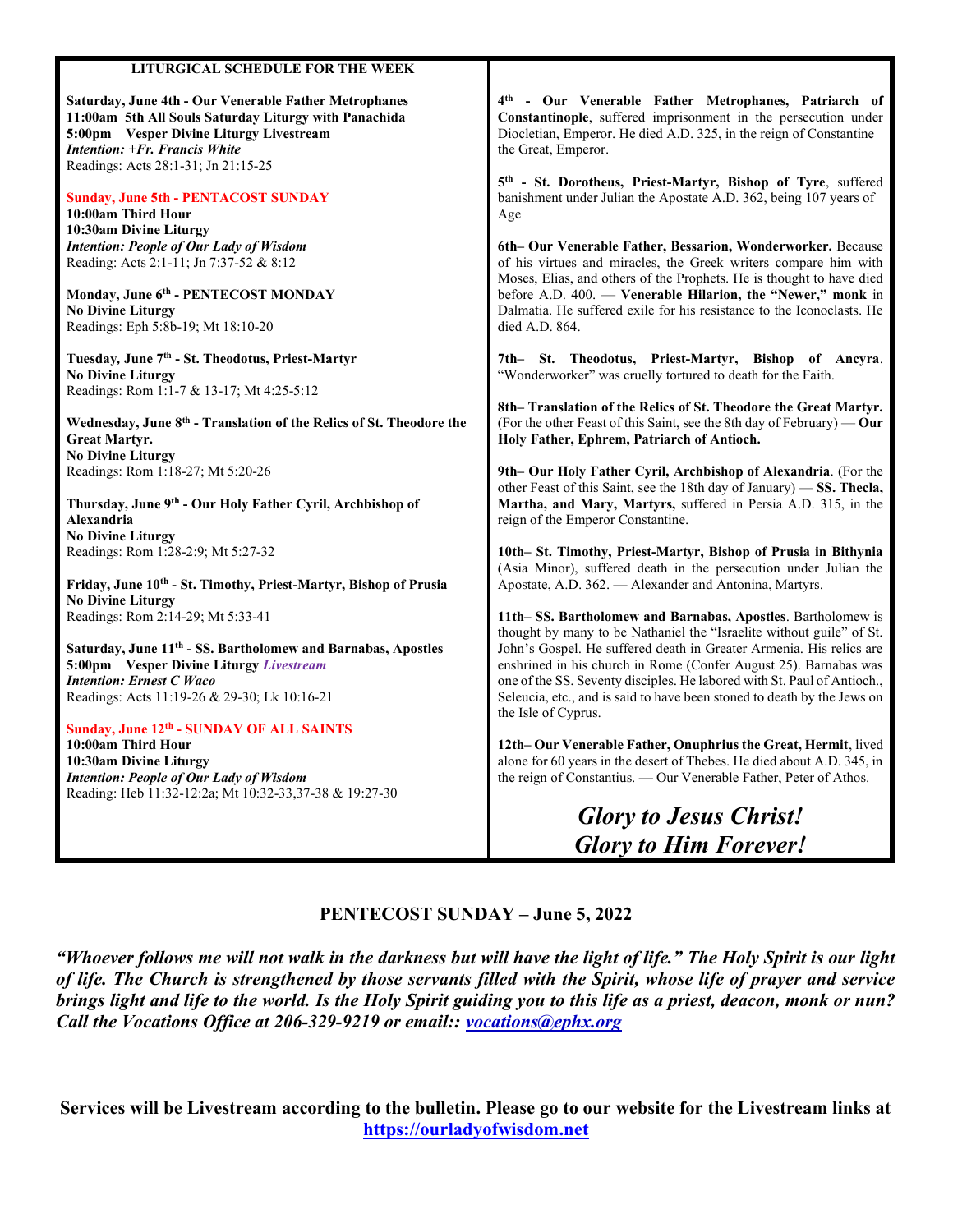## LITURGICAL SCHEDULE FOR THE WEEK

**Saturday, June 4th - Our Venerable Father Metrophanes**
**11:00am 5th All Souls Saturday Liturgy with Panachida**
**5:00pm Vesper Divine Liturgy Livestream**
***Intention: +Fr. Francis White***
Readings: Acts 28:1-31; Jn 21:15-25

**Sunday, June 5th - PENTACOST SUNDAY**
**10:00am Third Hour**
**10:30am Divine Liturgy**
***Intention: People of Our Lady of Wisdom***
Reading: Acts 2:1-11; Jn 7:37-52 & 8:12

**Monday, June 6th - PENTECOST MONDAY**
**No Divine Liturgy**
Readings: Eph 5:8b-19; Mt 18:10-20

**Tuesday, June 7th - St. Theodotus, Priest-Martyr**
**No Divine Liturgy**
Readings: Rom 1:1-7 & 13-17; Mt 4:25-5:12

**Wednesday, June 8th - Translation of the Relics of St. Theodore the Great Martyr.**
**No Divine Liturgy**
Readings: Rom 1:18-27; Mt 5:20-26

**Thursday, June 9th - Our Holy Father Cyril, Archbishop of Alexandria**
**No Divine Liturgy**
Readings: Rom 1:28-2:9; Mt 5:27-32

**Friday, June 10th - St. Timothy, Priest-Martyr, Bishop of Prusia**
**No Divine Liturgy**
Readings: Rom 2:14-29; Mt 5:33-41

**Saturday, June 11th - SS. Bartholomew and Barnabas, Apostles**
**5:00pm Vesper Divine Liturgy *Livestream***
***Intention: Ernest C Waco***
Readings: Acts 11:19-26 & 29-30; Lk 10:16-21

**Sunday, June 12th - SUNDAY OF ALL SAINTS**
**10:00am Third Hour**
**10:30am Divine Liturgy**
***Intention: People of Our Lady of Wisdom***
Reading: Heb 11:32-12:2a; Mt 10:32-33,37-38 & 19:27-30

**4th - Our Venerable Father Metrophanes, Patriarch of Constantinople**, suffered imprisonment in the persecution under Diocletian, Emperor. He died A.D. 325, in the reign of Constantine the Great, Emperor.

**5th - St. Dorotheus, Priest-Martyr, Bishop of Tyre**, suffered banishment under Julian the Apostate A.D. 362, being 107 years of Age

**6th– Our Venerable Father, Bessarion, Wonderworker.** Because of his virtues and miracles, the Greek writers compare him with Moses, Elias, and others of the Prophets. He is thought to have died before A.D. 400. — **Venerable Hilarion, the "Newer," monk** in Dalmatia. He suffered exile for his resistance to the Iconoclasts. He died A.D. 864.

**7th– St. Theodotus, Priest-Martyr, Bishop of Ancyra**. "Wonderworker" was cruelly tortured to death for the Faith.

**8th– Translation of the Relics of St. Theodore the Great Martyr.** (For the other Feast of this Saint, see the 8th day of February) — **Our Holy Father, Ephrem, Patriarch of Antioch.**

**9th– Our Holy Father Cyril, Archbishop of Alexandria**. (For the other Feast of this Saint, see the 18th day of January) — **SS. Thecla, Martha, and Mary, Martyrs,** suffered in Persia A.D. 315, in the reign of the Emperor Constantine.

**10th– St. Timothy, Priest-Martyr, Bishop of Prusia in Bithynia** (Asia Minor), suffered death in the persecution under Julian the Apostate, A.D. 362. — Alexander and Antonina, Martyrs.

**11th– SS. Bartholomew and Barnabas, Apostles**. Bartholomew is thought by many to be Nathaniel the "Israelite without guile" of St. John's Gospel. He suffered death in Greater Armenia. His relics are enshrined in his church in Rome (Confer August 25). Barnabas was one of the SS. Seventy disciples. He labored with St. Paul of Antioch., Seleucia, etc., and is said to have been stoned to death by the Jews on the Isle of Cyprus.

**12th– Our Venerable Father, Onuphrius the Great, Hermit**, lived alone for 60 years in the desert of Thebes. He died about A.D. 345, in the reign of Constantius. — Our Venerable Father, Peter of Athos.

***Glory to Jesus Christ!***
***Glory to Him Forever!***

## PENTECOST SUNDAY – June 5, 2022

***"Whoever follows me will not walk in the darkness but will have the light of life." The Holy Spirit is our light of life. The Church is strengthened by those servants filled with the Spirit, whose life of prayer and service brings light and life to the world. Is the Holy Spirit guiding you to this life as a priest, deacon, monk or nun? Call the Vocations Office at 206-329-9219 or email:: vocations@ephx.org***

**Services will be Livestream according to the bulletin. Please go to our website for the Livestream links at https://ourladyofwisdom.net**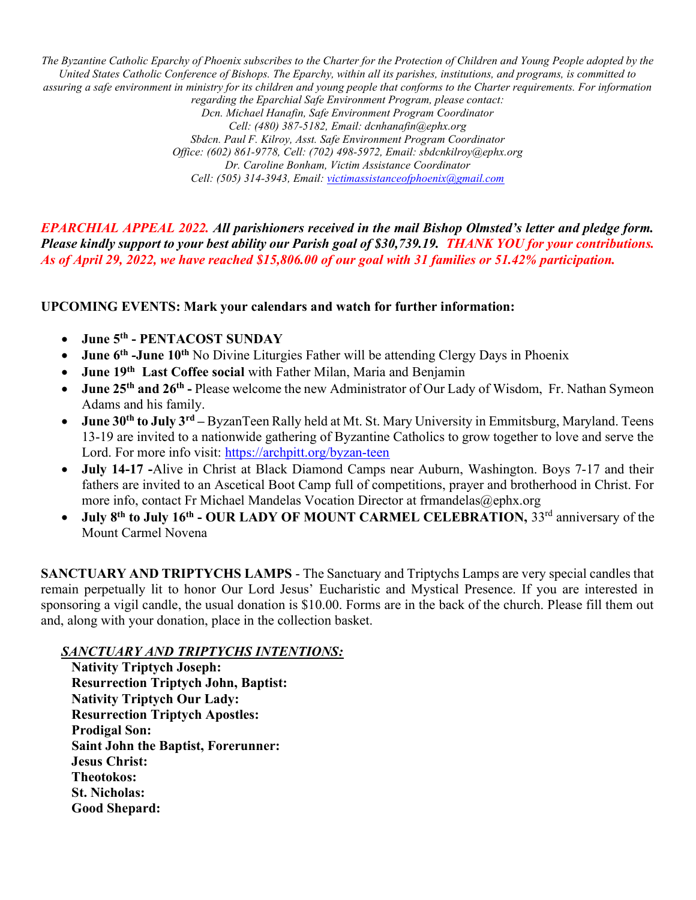*The Byzantine Catholic Eparchy of Phoenix subscribes to the Charter for the Protection of Children and Young People adopted by the United States Catholic Conference of Bishops. The Eparchy, within all its parishes, institutions, and programs, is committed to assuring a safe environment in ministry for its children and young people that conforms to the Charter requirements. For information regarding the Eparchial Safe Environment Program, please contact:*
*Dcn. Michael Hanafin, Safe Environment Program Coordinator*
*Cell: (480) 387-5182, Email: dcnhanafin@ephx.org*
*Sbdcn. Paul F. Kilroy, Asst. Safe Environment Program Coordinator*
*Office: (602) 861-9778, Cell: (702) 498-5972, Email: sbdcnkilroy@ephx.org*
*Dr. Caroline Bonham, Victim Assistance Coordinator*
*Cell: (505) 314-3943, Email: victimassistanceofphoenix@gmail.com*

***EPARCHIAL APPEAL 2022. All parishioners received in the mail Bishop Olmsted's letter and pledge form. Please kindly support to your best ability our Parish goal of $30,739.19. THANK YOU for your contributions. As of April 29, 2022, we have reached $15,806.00 of our goal with 31 families or 51.42% participation.***

**UPCOMING EVENTS: Mark your calendars and watch for further information:**

- **June 5th - PENTACOST SUNDAY**
- **June 6th -June 10th** No Divine Liturgies Father will be attending Clergy Days in Phoenix
- **June 19th Last Coffee social** with Father Milan, Maria and Benjamin
- **June 25th and 26th -** Please welcome the new Administrator of Our Lady of Wisdom, Fr. Nathan Symeon Adams and his family.
- **June 30th to July 3rd –** ByzanTeen Rally held at Mt. St. Mary University in Emmitsburg, Maryland. Teens 13-19 are invited to a nationwide gathering of Byzantine Catholics to grow together to love and serve the Lord. For more info visit: https://archpitt.org/byzan-teen
- **July 14-17 -**Alive in Christ at Black Diamond Camps near Auburn, Washington. Boys 7-17 and their fathers are invited to an Ascetical Boot Camp full of competitions, prayer and brotherhood in Christ. For more info, contact Fr Michael Mandelas Vocation Director at frmandelas@ephx.org
- **July 8th to July 16th - OUR LADY OF MOUNT CARMEL CELEBRATION,** 33rd anniversary of the Mount Carmel Novena

**SANCTUARY AND TRIPTYCHS LAMPS** - The Sanctuary and Triptychs Lamps are very special candles that remain perpetually lit to honor Our Lord Jesus' Eucharistic and Mystical Presence. If you are interested in sponsoring a vigil candle, the usual donation is $10.00. Forms are in the back of the church. Please fill them out and, along with your donation, place in the collection basket.

***SANCTUARY AND TRIPTYCHS INTENTIONS:***

**Nativity Triptych Joseph:**
**Resurrection Triptych John, Baptist:**
**Nativity Triptych Our Lady:**
**Resurrection Triptych Apostles:**
**Prodigal Son:**
**Saint John the Baptist, Forerunner:**
**Jesus Christ:**
**Theotokos:**
**St. Nicholas:**
**Good Shepard:**